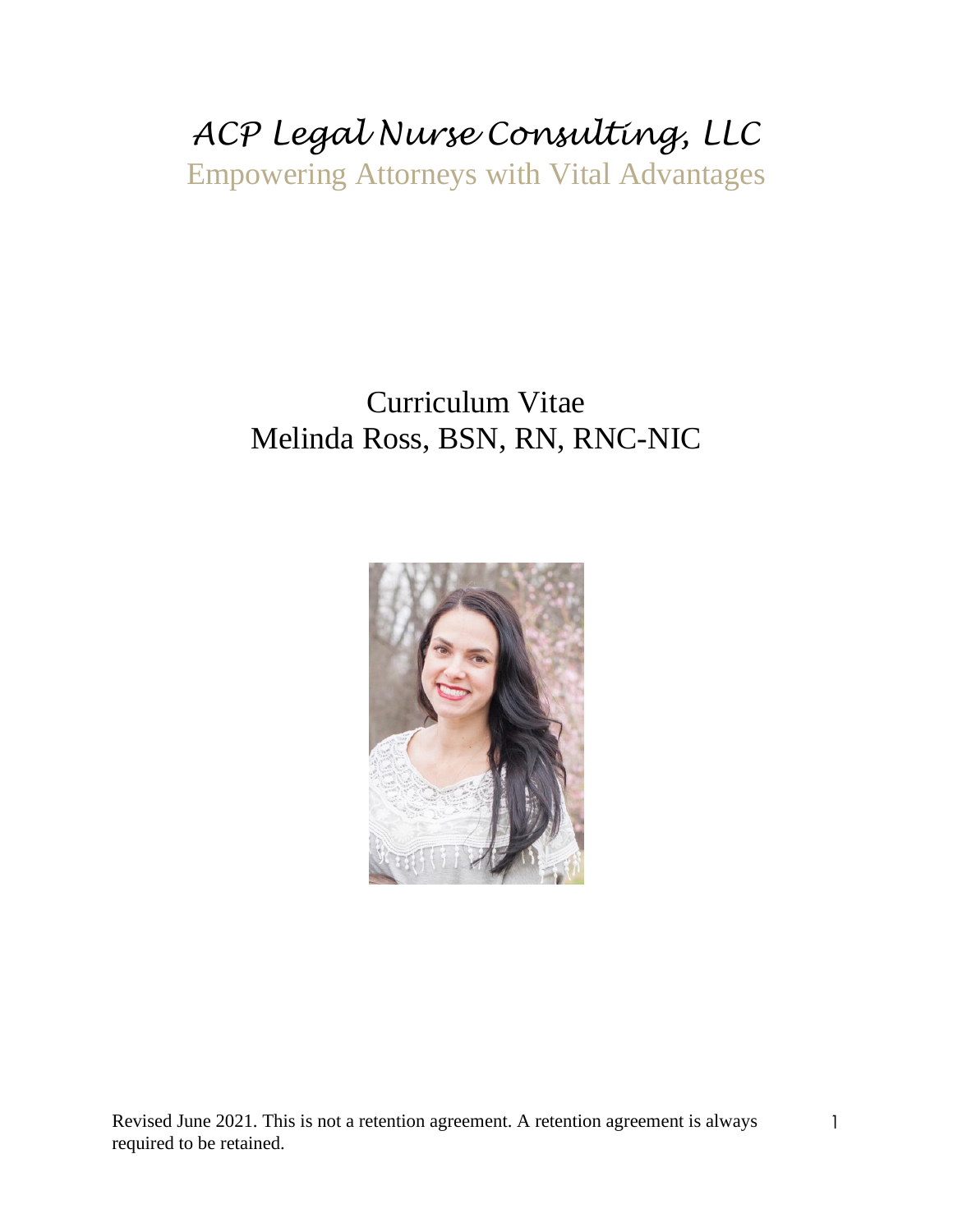# *ACP Legal Nurse Consulting, LLC*

Empowering Attorneys with Vital Advantages

## Curriculum Vitae
## Melinda Ross, BSN, RN, RNC-NIC

Revised June 2021. This is not a retention agreement. A retention agreement is always required to be retained.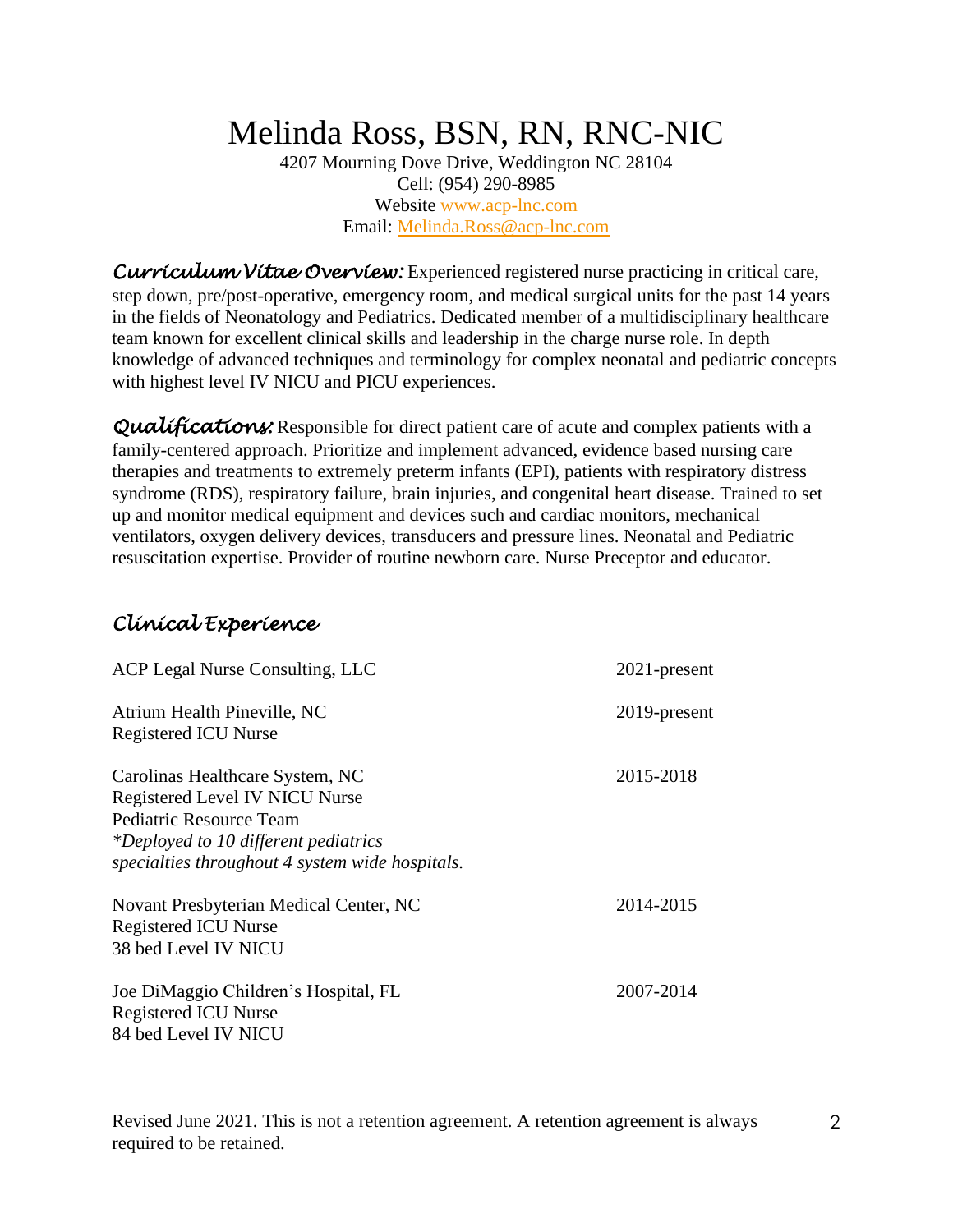# Melinda Ross, BSN, RN, RNC-NIC

4207 Mourning Dove Drive, Weddington NC 28104
Cell: (954) 290-8985
Website [www.acp-lnc.com](http://www.acp-lnc.com)
Email: [Melinda.Ross@acp-lnc.com](mailto:Melinda.Ross@acp-lnc.com)

***Curriculum Vitae Overview:*** Experienced registered nurse practicing in critical care, step down, pre/post-operative, emergency room, and medical surgical units for the past 14 years in the fields of Neonatology and Pediatrics. Dedicated member of a multidisciplinary healthcare team known for excellent clinical skills and leadership in the charge nurse role. In depth knowledge of advanced techniques and terminology for complex neonatal and pediatric concepts with highest level IV NICU and PICU experiences.

***Qualifications:*** Responsible for direct patient care of acute and complex patients with a family-centered approach. Prioritize and implement advanced, evidence based nursing care therapies and treatments to extremely preterm infants (EPI), patients with respiratory distress syndrome (RDS), respiratory failure, brain injuries, and congenital heart disease. Trained to set up and monitor medical equipment and devices such and cardiac monitors, mechanical ventilators, oxygen delivery devices, transducers and pressure lines. Neonatal and Pediatric resuscitation expertise. Provider of routine newborn care. Nurse Preceptor and educator.

## *Clinical Experience*

ACP Legal Nurse Consulting, LLC — 2021-present

Atrium Health Pineville, NC — 2019-present
Registered ICU Nurse

Carolinas Healthcare System, NC — 2015-2018
Registered Level IV NICU Nurse
Pediatric Resource Team
*\*Deployed to 10 different pediatrics specialties throughout 4 system wide hospitals.*

Novant Presbyterian Medical Center, NC — 2014-2015
Registered ICU Nurse
38 bed Level IV NICU

Joe DiMaggio Children's Hospital, FL — 2007-2014
Registered ICU Nurse
84 bed Level IV NICU

Revised June 2021. This is not a retention agreement. A retention agreement is always required to be retained.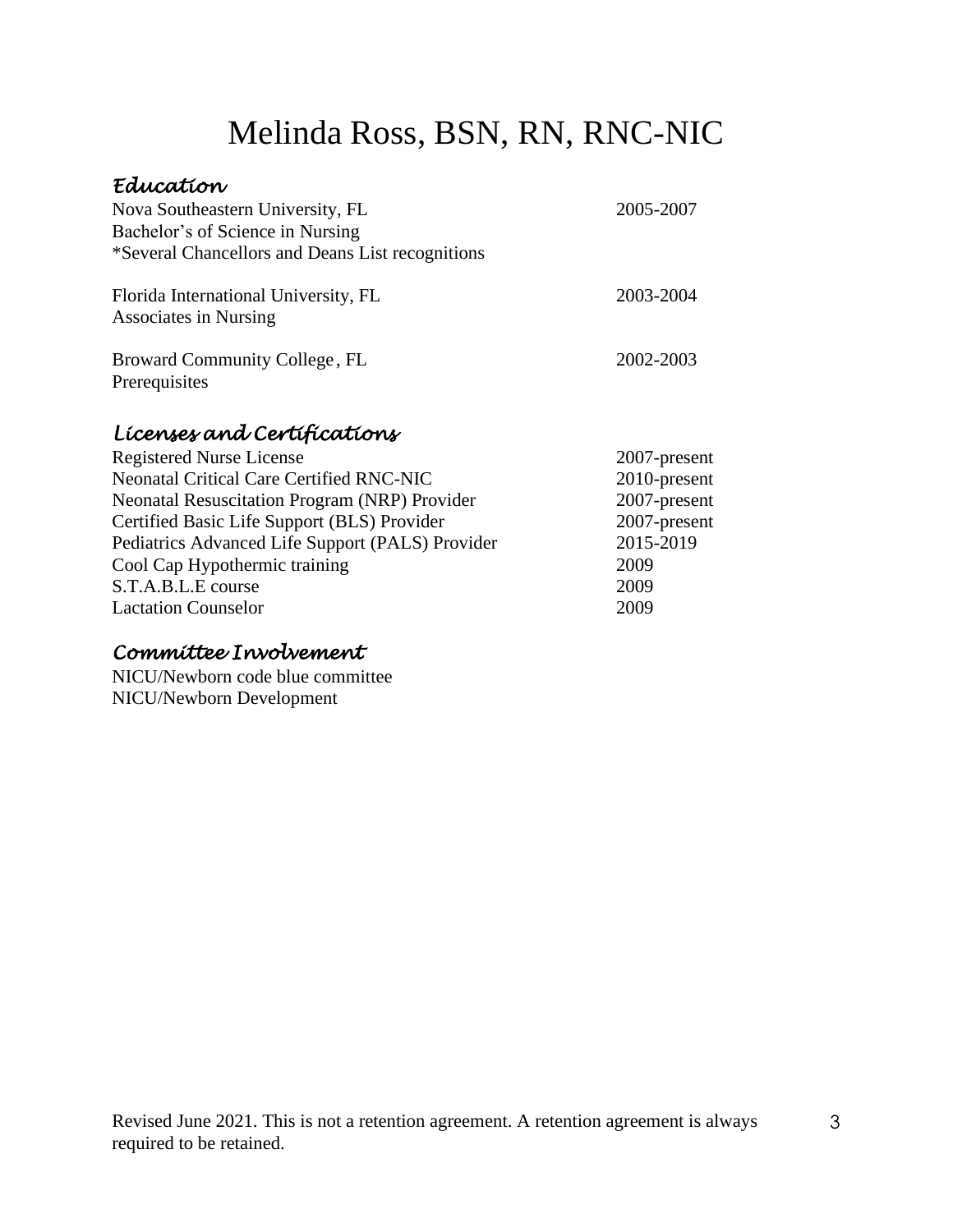# Melinda Ross, BSN, RN, RNC-NIC

## Education

| | |
|---|---|
| Nova Southeastern University, FL<br>Bachelor's of Science in Nursing<br>*Several Chancellors and Deans List recognitions | 2005-2007 |
| Florida International University, FL<br>Associates in Nursing | 2003-2004 |
| Broward Community College, FL<br>Prerequisites | 2002-2003 |

## Licenses and Certifications

| | |
|---|---|
| Registered Nurse License | 2007-present |
| Neonatal Critical Care Certified RNC-NIC | 2010-present |
| Neonatal Resuscitation Program (NRP) Provider | 2007-present |
| Certified Basic Life Support (BLS) Provider | 2007-present |
| Pediatrics Advanced Life Support (PALS) Provider | 2015-2019 |
| Cool Cap Hypothermic training | 2009 |
| S.T.A.B.L.E course | 2009 |
| Lactation Counselor | 2009 |

## Committee Involvement

NICU/Newborn code blue committee
NICU/Newborn Development

Revised June 2021. This is not a retention agreement. A retention agreement is always required to be retained.